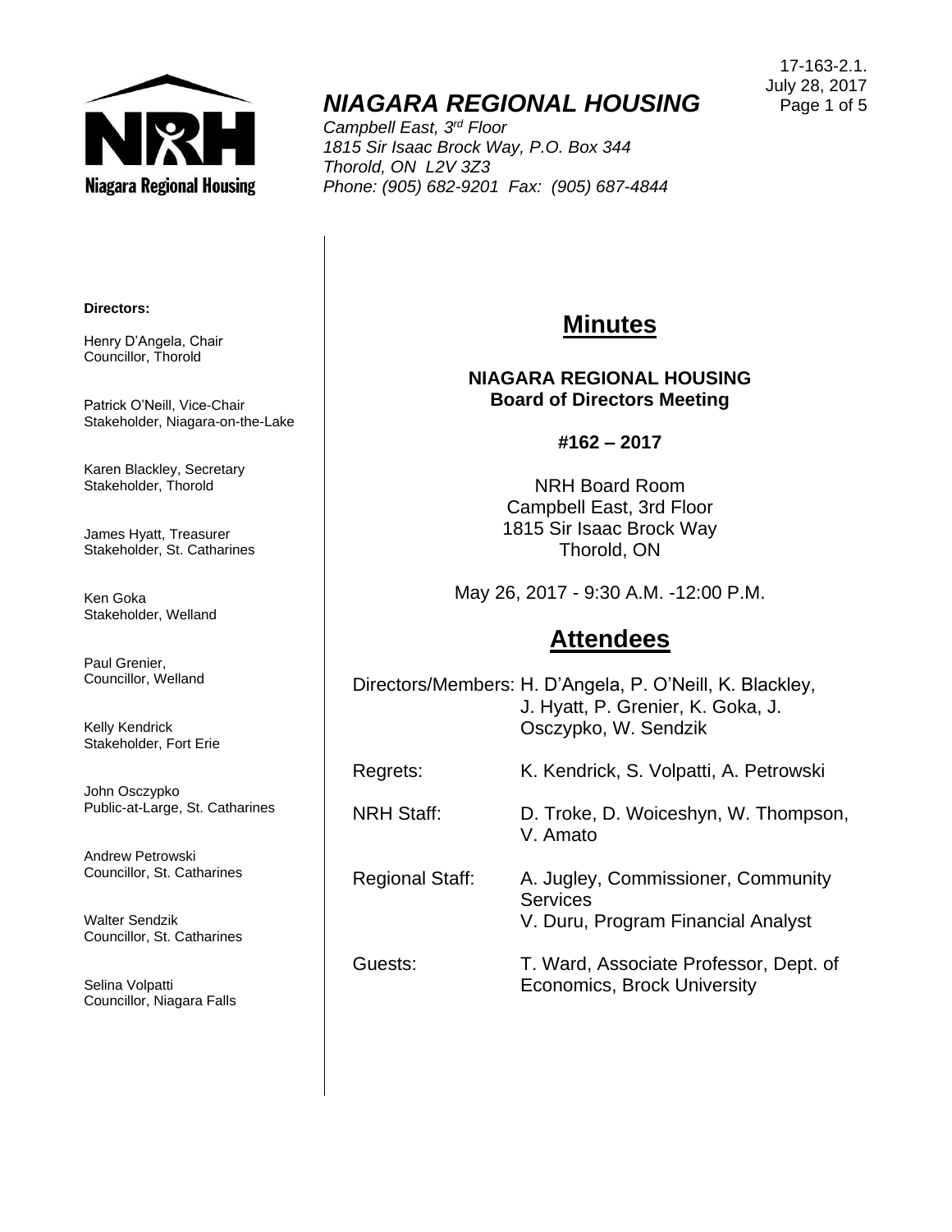17-163-2.1.
July 28, 2017

# NIAGARA REGIONAL HOUSING

*Campbell East, 3rd Floor*
*1815 Sir Isaac Brock Way, P.O. Box 344*
*Thorold, ON L2V 3Z3*
*Phone: (905) 682-9201 Fax: (905) 687-4844*

**Directors:**

Henry D'Angela, Chair
Councillor, Thorold

Patrick O'Neill, Vice-Chair
Stakeholder, Niagara-on-the-Lake

Karen Blackley, Secretary
Stakeholder, Thorold

James Hyatt, Treasurer
Stakeholder, St. Catharines

Ken Goka
Stakeholder, Welland

Paul Grenier,
Councillor, Welland

Kelly Kendrick
Stakeholder, Fort Erie

John Osczypko
Public-at-Large, St. Catharines

Andrew Petrowski
Councillor, St. Catharines

Walter Sendzik
Councillor, St. Catharines

Selina Volpatti
Councillor, Niagara Falls

## Minutes

**NIAGARA REGIONAL HOUSING**
**Board of Directors Meeting**

**#162 – 2017**

NRH Board Room
Campbell East, 3rd Floor
1815 Sir Isaac Brock Way
Thorold, ON

May 26, 2017 - 9:30 A.M. -12:00 P.M.

## Attendees

| | |
|---|---|
| Directors/Members: | H. D'Angela, P. O'Neill, K. Blackley, J. Hyatt, P. Grenier, K. Goka, J. Osczypko, W. Sendzik |
| Regrets: | K. Kendrick, S. Volpatti, A. Petrowski |
| NRH Staff: | D. Troke, D. Woiceshyn, W. Thompson, V. Amato |
| Regional Staff: | A. Jugley, Commissioner, Community Services<br>V. Duru, Program Financial Analyst |
| Guests: | T. Ward, Associate Professor, Dept. of Economics, Brock University |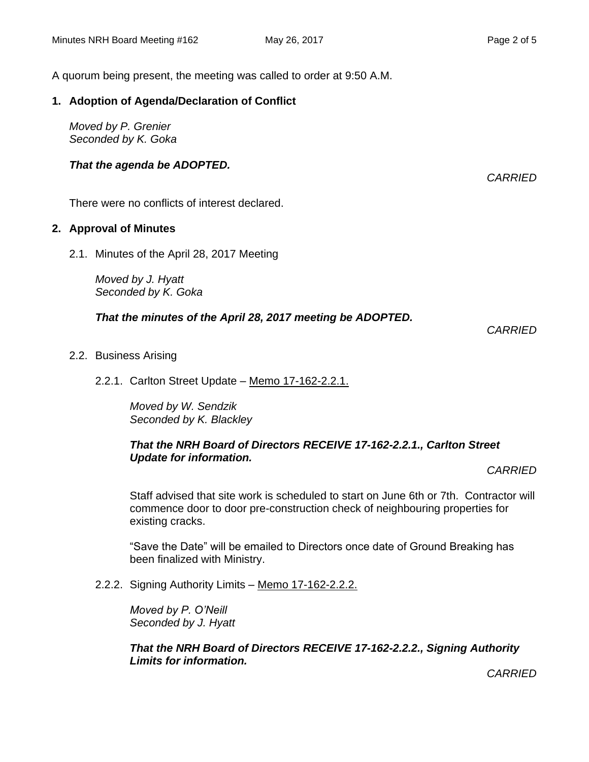A quorum being present, the meeting was called to order at 9:50 A.M.

**1. Adoption of Agenda/Declaration of Conflict**

*Moved by P. Grenier*
*Seconded by K. Goka*

***That the agenda be ADOPTED.***

*CARRIED*

There were no conflicts of interest declared.

**2. Approval of Minutes**

2.1. Minutes of the April 28, 2017 Meeting

*Moved by J. Hyatt*
*Seconded by K. Goka*

***That the minutes of the April 28, 2017 meeting be ADOPTED.***

*CARRIED*

2.2. Business Arising

2.2.1. Carlton Street Update – Memo 17-162-2.2.1.

*Moved by W. Sendzik*
*Seconded by K. Blackley*

***That the NRH Board of Directors RECEIVE 17-162-2.2.1., Carlton Street Update for information.***

*CARRIED*

Staff advised that site work is scheduled to start on June 6th or 7th. Contractor will commence door to door pre-construction check of neighbouring properties for existing cracks.

"Save the Date" will be emailed to Directors once date of Ground Breaking has been finalized with Ministry.

2.2.2. Signing Authority Limits – Memo 17-162-2.2.2.

*Moved by P. O'Neill*
*Seconded by J. Hyatt*

***That the NRH Board of Directors RECEIVE 17-162-2.2.2., Signing Authority Limits for information.***

*CARRIED*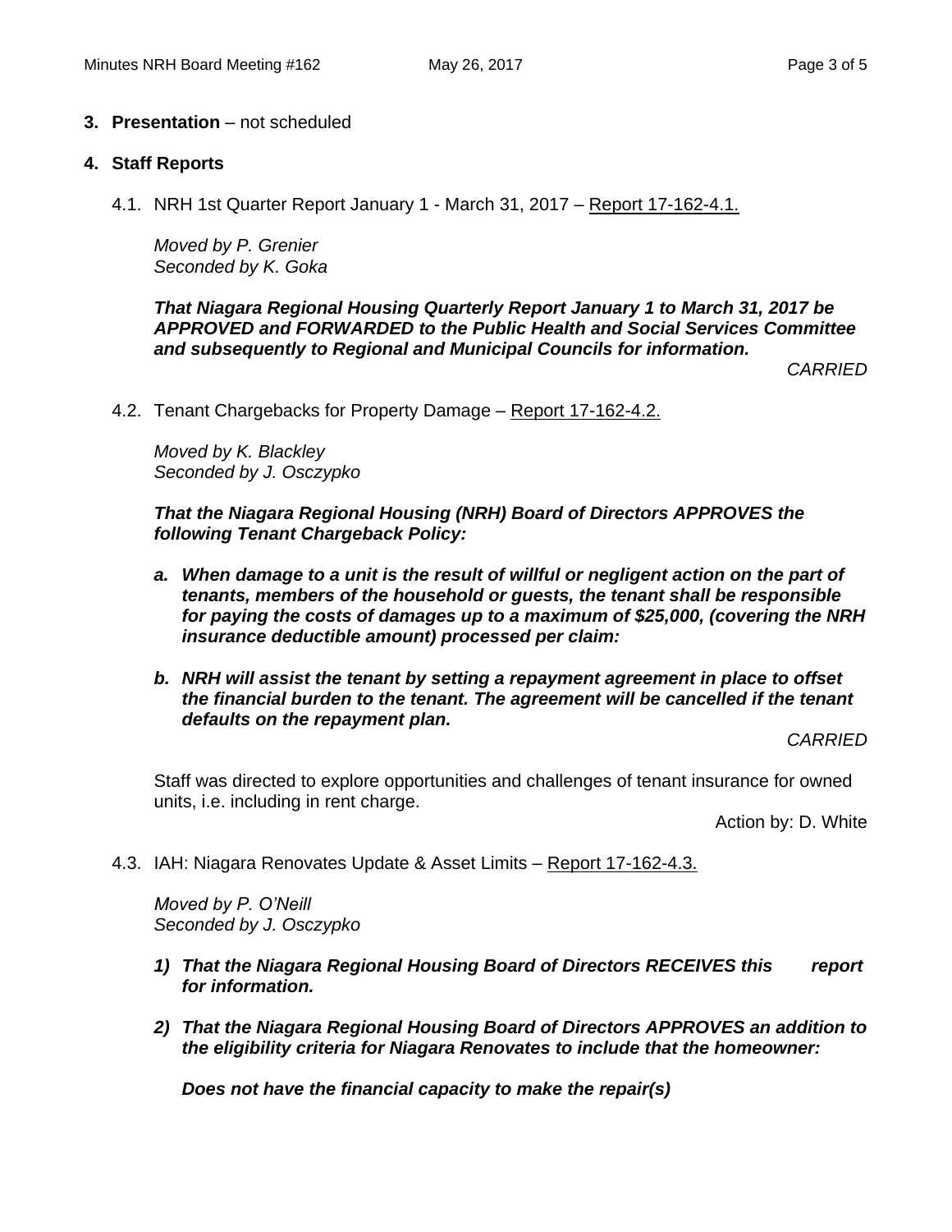**3. Presentation** – not scheduled

**4. Staff Reports**

4.1. NRH 1st Quarter Report January 1 - March 31, 2017 – Report 17-162-4.1.

*Moved by P. Grenier*
*Seconded by K. Goka*

***That Niagara Regional Housing Quarterly Report January 1 to March 31, 2017 be APPROVED and FORWARDED to the Public Health and Social Services Committee and subsequently to Regional and Municipal Councils for information.***

*CARRIED*

4.2. Tenant Chargebacks for Property Damage – Report 17-162-4.2.

*Moved by K. Blackley*
*Seconded by J. Osczypko*

***That the Niagara Regional Housing (NRH) Board of Directors APPROVES the following Tenant Chargeback Policy:***

- ***a. When damage to a unit is the result of willful or negligent action on the part of tenants, members of the household or guests, the tenant shall be responsible for paying the costs of damages up to a maximum of $25,000, (covering the NRH insurance deductible amount) processed per claim:***
- ***b. NRH will assist the tenant by setting a repayment agreement in place to offset the financial burden to the tenant. The agreement will be cancelled if the tenant defaults on the repayment plan.***

*CARRIED*

Staff was directed to explore opportunities and challenges of tenant insurance for owned units, i.e. including in rent charge.

Action by: D. White

4.3. IAH: Niagara Renovates Update & Asset Limits – Report 17-162-4.3.

*Moved by P. O'Neill*
*Seconded by J. Osczypko*

1) ***That the Niagara Regional Housing Board of Directors RECEIVES this report for information.***
2) ***That the Niagara Regional Housing Board of Directors APPROVES an addition to the eligibility criteria for Niagara Renovates to include that the homeowner:***

    ***Does not have the financial capacity to make the repair(s)***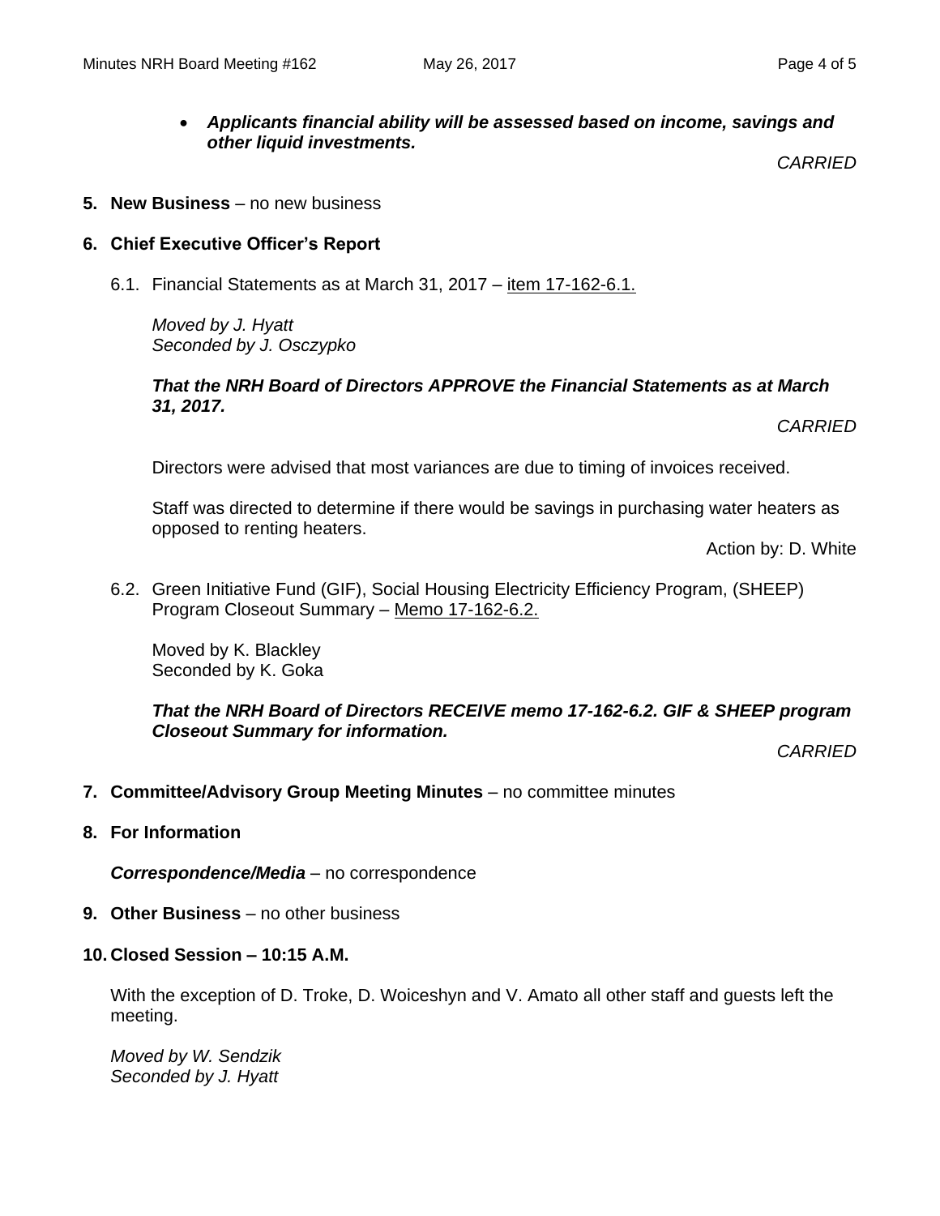- ***Applicants financial ability will be assessed based on income, savings and other liquid investments.***

*CARRIED*

**5. New Business** – no new business

**6. Chief Executive Officer's Report**

6.1. Financial Statements as at March 31, 2017 – item 17-162-6.1.

*Moved by J. Hyatt*
*Seconded by J. Osczypko*

***That the NRH Board of Directors APPROVE the Financial Statements as at March 31, 2017.***

*CARRIED*

Directors were advised that most variances are due to timing of invoices received.

Staff was directed to determine if there would be savings in purchasing water heaters as opposed to renting heaters.

Action by: D. White

6.2. Green Initiative Fund (GIF), Social Housing Electricity Efficiency Program, (SHEEP) Program Closeout Summary – Memo 17-162-6.2.

Moved by K. Blackley
Seconded by K. Goka

***That the NRH Board of Directors RECEIVE memo 17-162-6.2. GIF & SHEEP program Closeout Summary for information.***

*CARRIED*

**7. Committee/Advisory Group Meeting Minutes** – no committee minutes

**8. For Information**

***Correspondence/Media*** – no correspondence

**9. Other Business** – no other business

**10. Closed Session – 10:15 A.M.**

With the exception of D. Troke, D. Woiceshyn and V. Amato all other staff and guests left the meeting.

*Moved by W. Sendzik*
*Seconded by J. Hyatt*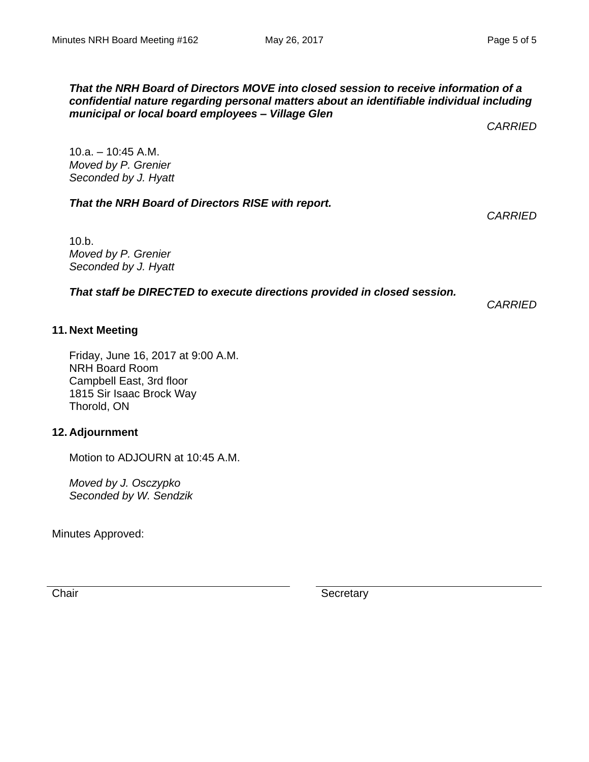***That the NRH Board of Directors MOVE into closed session to receive information of a confidential nature regarding personal matters about an identifiable individual including municipal or local board employees – Village Glen***

*CARRIED*

10.a. – 10:45 A.M.
*Moved by P. Grenier*
*Seconded by J. Hyatt*

***That the NRH Board of Directors RISE with report.***

*CARRIED*

10.b.
*Moved by P. Grenier*
*Seconded by J. Hyatt*

***That staff be DIRECTED to execute directions provided in closed session.***

*CARRIED*

**11. Next Meeting**

Friday, June 16, 2017 at 9:00 A.M.
NRH Board Room
Campbell East, 3rd floor
1815 Sir Isaac Brock Way
Thorold, ON

**12. Adjournment**

Motion to ADJOURN at 10:45 A.M.

*Moved by J. Osczypko*
*Seconded by W. Sendzik*

Minutes Approved:

Chair

Secretary